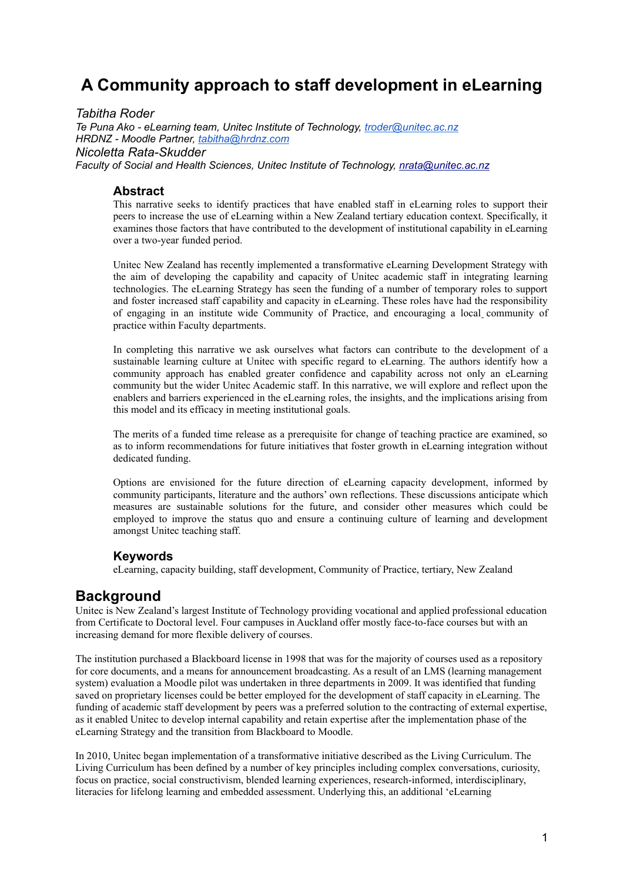# A Community approach to staff development in eLearning

*Tabitha Roder*

*Te Puna Ako - eLearning team, Unitec Institute of Technology, troder@unitec.ac.nz*

*HRDNZ - Moodle Partner, tabitha@hrdnz.com*

*Nicoletta Rata-Skudder*

*Faculty of Social and Health Sciences, Unitec Institute of Technology, nrata@unitec.ac.nz*

## Abstract

This narrative seeks to identify practices that have enabled staff in eLearning roles to support their peers to increase the use of eLearning within a New Zealand tertiary education context. Specifically, it examines those factors that have contributed to the development of institutional capability in eLearning over a two-year funded period.

Unitec New Zealand has recently implemented a transformative eLearning Development Strategy with the aim of developing the capability and capacity of Unitec academic staff in integrating learning technologies. The eLearning Strategy has seen the funding of a number of temporary roles to support and foster increased staff capability and capacity in eLearning. These roles have had the responsibility of engaging in an institute wide Community of Practice, and encouraging a local community of practice within Faculty departments.

In completing this narrative we ask ourselves what factors can contribute to the development of a sustainable learning culture at Unitec with specific regard to eLearning. The authors identify how a community approach has enabled greater confidence and capability across not only an eLearning community but the wider Unitec Academic staff. In this narrative, we will explore and reflect upon the enablers and barriers experienced in the eLearning roles, the insights, and the implications arising from this model and its efficacy in meeting institutional goals.

The merits of a funded time release as a prerequisite for change of teaching practice are examined, so as to inform recommendations for future initiatives that foster growth in eLearning integration without dedicated funding.

Options are envisioned for the future direction of eLearning capacity development, informed by community participants, literature and the authors' own reflections. These discussions anticipate which measures are sustainable solutions for the future, and consider other measures which could be employed to improve the status quo and ensure a continuing culture of learning and development amongst Unitec teaching staff.

## Keywords

eLearning, capacity building, staff development, Community of Practice, tertiary, New Zealand

# Background

Unitec is New Zealand's largest Institute of Technology providing vocational and applied professional education from Certificate to Doctoral level. Four campuses in Auckland offer mostly face-to-face courses but with an increasing demand for more flexible delivery of courses.

The institution purchased a Blackboard license in 1998 that was for the majority of courses used as a repository for core documents, and a means for announcement broadcasting. As a result of an LMS (learning management system) evaluation a Moodle pilot was undertaken in three departments in 2009. It was identified that funding saved on proprietary licenses could be better employed for the development of staff capacity in eLearning. The funding of academic staff development by peers was a preferred solution to the contracting of external expertise, as it enabled Unitec to develop internal capability and retain expertise after the implementation phase of the eLearning Strategy and the transition from Blackboard to Moodle.

In 2010, Unitec began implementation of a transformative initiative described as the Living Curriculum. The Living Curriculum has been defined by a number of key principles including complex conversations, curiosity, focus on practice, social constructivism, blended learning experiences, research-informed, interdisciplinary, literacies for lifelong learning and embedded assessment. Underlying this, an additional 'eLearning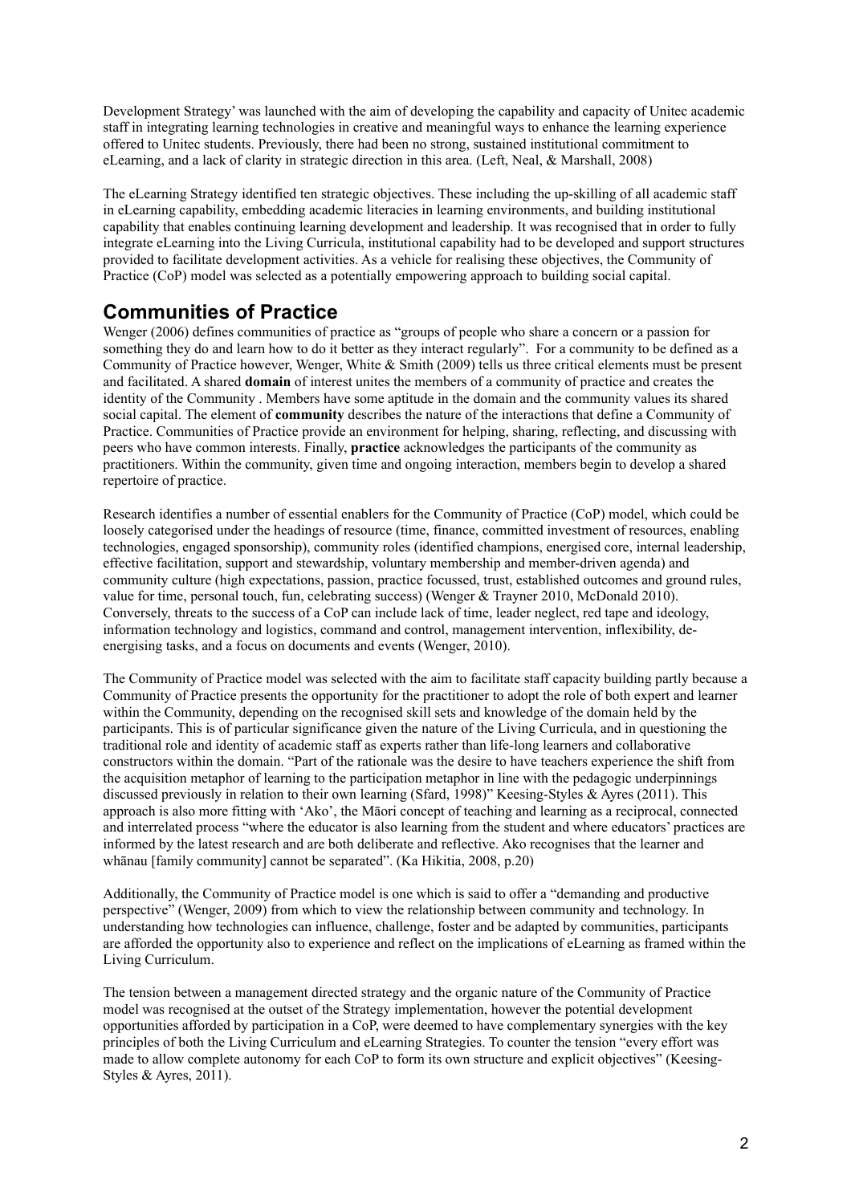Development Strategy' was launched with the aim of developing the capability and capacity of Unitec academic staff in integrating learning technologies in creative and meaningful ways to enhance the learning experience offered to Unitec students. Previously, there had been no strong, sustained institutional commitment to eLearning, and a lack of clarity in strategic direction in this area. (Left, Neal, & Marshall, 2008)

The eLearning Strategy identified ten strategic objectives. These including the up-skilling of all academic staff in eLearning capability, embedding academic literacies in learning environments, and building institutional capability that enables continuing learning development and leadership. It was recognised that in order to fully integrate eLearning into the Living Curricula, institutional capability had to be developed and support structures provided to facilitate development activities. As a vehicle for realising these objectives, the Community of Practice (CoP) model was selected as a potentially empowering approach to building social capital.

## Communities of Practice

Wenger (2006) defines communities of practice as "groups of people who share a concern or a passion for something they do and learn how to do it better as they interact regularly". For a community to be defined as a Community of Practice however, Wenger, White & Smith (2009) tells us three critical elements must be present and facilitated. A shared **domain** of interest unites the members of a community of practice and creates the identity of the Community . Members have some aptitude in the domain and the community values its shared social capital. The element of **community** describes the nature of the interactions that define a Community of Practice. Communities of Practice provide an environment for helping, sharing, reflecting, and discussing with peers who have common interests. Finally, **practice** acknowledges the participants of the community as practitioners. Within the community, given time and ongoing interaction, members begin to develop a shared repertoire of practice.

Research identifies a number of essential enablers for the Community of Practice (CoP) model, which could be loosely categorised under the headings of resource (time, finance, committed investment of resources, enabling technologies, engaged sponsorship), community roles (identified champions, energised core, internal leadership, effective facilitation, support and stewardship, voluntary membership and member-driven agenda) and community culture (high expectations, passion, practice focussed, trust, established outcomes and ground rules, value for time, personal touch, fun, celebrating success) (Wenger & Trayner 2010, McDonald 2010). Conversely, threats to the success of a CoP can include lack of time, leader neglect, red tape and ideology, information technology and logistics, command and control, management intervention, inflexibility, de-energising tasks, and a focus on documents and events (Wenger, 2010).

The Community of Practice model was selected with the aim to facilitate staff capacity building partly because a Community of Practice presents the opportunity for the practitioner to adopt the role of both expert and learner within the Community, depending on the recognised skill sets and knowledge of the domain held by the participants. This is of particular significance given the nature of the Living Curricula, and in questioning the traditional role and identity of academic staff as experts rather than life-long learners and collaborative constructors within the domain. "Part of the rationale was the desire to have teachers experience the shift from the acquisition metaphor of learning to the participation metaphor in line with the pedagogic underpinnings discussed previously in relation to their own learning (Sfard, 1998)" Keesing-Styles & Ayres (2011). This approach is also more fitting with 'Ako', the Māori concept of teaching and learning as a reciprocal, connected and interrelated process "where the educator is also learning from the student and where educators' practices are informed by the latest research and are both deliberate and reflective. Ako recognises that the learner and whānau [family community] cannot be separated". (Ka Hikitia, 2008, p.20)

Additionally, the Community of Practice model is one which is said to offer a "demanding and productive perspective" (Wenger, 2009) from which to view the relationship between community and technology. In understanding how technologies can influence, challenge, foster and be adapted by communities, participants are afforded the opportunity also to experience and reflect on the implications of eLearning as framed within the Living Curriculum.

The tension between a management directed strategy and the organic nature of the Community of Practice model was recognised at the outset of the Strategy implementation, however the potential development opportunities afforded by participation in a CoP, were deemed to have complementary synergies with the key principles of both the Living Curriculum and eLearning Strategies. To counter the tension "every effort was made to allow complete autonomy for each CoP to form its own structure and explicit objectives" (Keesing-Styles & Ayres, 2011).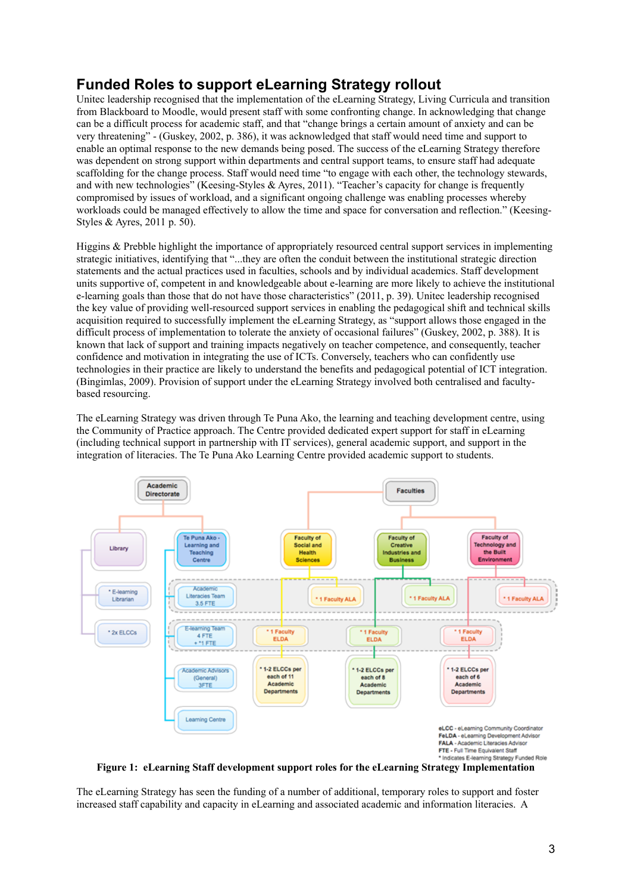## Funded Roles to support eLearning Strategy rollout

Unitec leadership recognised that the implementation of the eLearning Strategy, Living Curricula and transition from Blackboard to Moodle, would present staff with some confronting change. In acknowledging that change can be a difficult process for academic staff, and that "change brings a certain amount of anxiety and can be very threatening" - (Guskey, 2002, p. 386), it was acknowledged that staff would need time and support to enable an optimal response to the new demands being posed. The success of the eLearning Strategy therefore was dependent on strong support within departments and central support teams, to ensure staff had adequate scaffolding for the change process. Staff would need time "to engage with each other, the technology stewards, and with new technologies" (Keesing-Styles & Ayres, 2011). "Teacher's capacity for change is frequently compromised by issues of workload, and a significant ongoing challenge was enabling processes whereby workloads could be managed effectively to allow the time and space for conversation and reflection." (Keesing-Styles & Ayres, 2011 p. 50).

Higgins & Prebble highlight the importance of appropriately resourced central support services in implementing strategic initiatives, identifying that "...they are often the conduit between the institutional strategic direction statements and the actual practices used in faculties, schools and by individual academics. Staff development units supportive of, competent in and knowledgeable about e-learning are more likely to achieve the institutional e-learning goals than those that do not have those characteristics" (2011, p. 39). Unitec leadership recognised the key value of providing well-resourced support services in enabling the pedagogical shift and technical skills acquisition required to successfully implement the eLearning Strategy, as "support allows those engaged in the difficult process of implementation to tolerate the anxiety of occasional failures" (Guskey, 2002, p. 388). It is known that lack of support and training impacts negatively on teacher competence, and consequently, teacher confidence and motivation in integrating the use of ICTs. Conversely, teachers who can confidently use technologies in their practice are likely to understand the benefits and pedagogical potential of ICT integration. (Bingimlas, 2009). Provision of support under the eLearning Strategy involved both centralised and faculty-based resourcing.

The eLearning Strategy was driven through Te Puna Ako, the learning and teaching development centre, using the Community of Practice approach. The Centre provided dedicated expert support for staff in eLearning (including technical support in partnership with IT services), general academic support, and support in the integration of literacies. The Te Puna Ako Learning Centre provided academic support to students.

**Figure 1: eLearning Staff development support roles for the eLearning Strategy Implementation**

The eLearning Strategy has seen the funding of a number of additional, temporary roles to support and foster increased staff capability and capacity in eLearning and associated academic and information literacies. A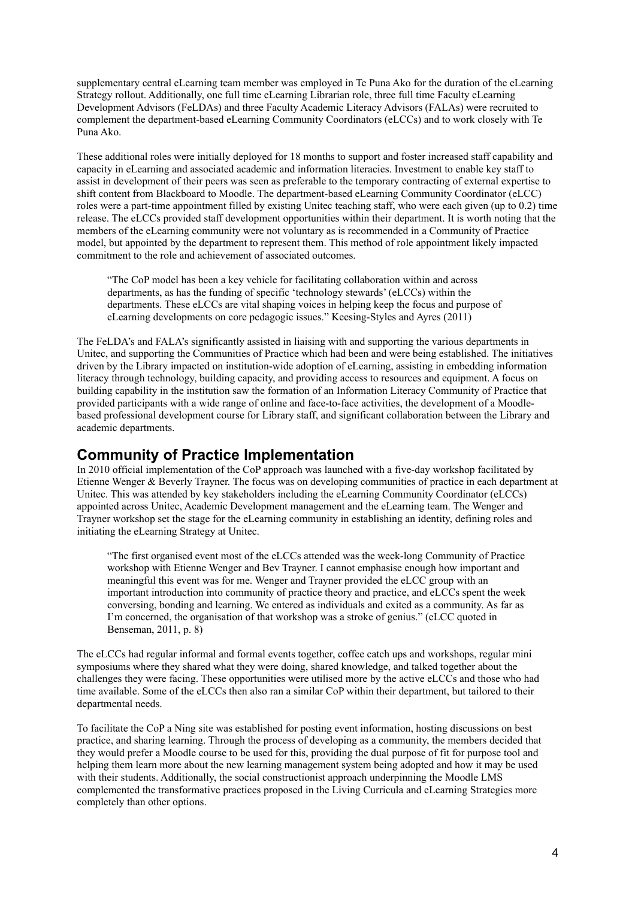supplementary central eLearning team member was employed in Te Puna Ako for the duration of the eLearning Strategy rollout. Additionally, one full time eLearning Librarian role, three full time Faculty eLearning Development Advisors (FeLDAs) and three Faculty Academic Literacy Advisors (FALAs) were recruited to complement the department-based eLearning Community Coordinators (eLCCs) and to work closely with Te Puna Ako.

These additional roles were initially deployed for 18 months to support and foster increased staff capability and capacity in eLearning and associated academic and information literacies. Investment to enable key staff to assist in development of their peers was seen as preferable to the temporary contracting of external expertise to shift content from Blackboard to Moodle. The department-based eLearning Community Coordinator (eLCC) roles were a part-time appointment filled by existing Unitec teaching staff, who were each given (up to 0.2) time release. The eLCCs provided staff development opportunities within their department. It is worth noting that the members of the eLearning community were not voluntary as is recommended in a Community of Practice model, but appointed by the department to represent them. This method of role appointment likely impacted commitment to the role and achievement of associated outcomes.

> "The CoP model has been a key vehicle for facilitating collaboration within and across departments, as has the funding of specific 'technology stewards' (eLCCs) within the departments. These eLCCs are vital shaping voices in helping keep the focus and purpose of eLearning developments on core pedagogic issues." Keesing-Styles and Ayres (2011)

The FeLDA's and FALA's significantly assisted in liaising with and supporting the various departments in Unitec, and supporting the Communities of Practice which had been and were being established. The initiatives driven by the Library impacted on institution-wide adoption of eLearning, assisting in embedding information literacy through technology, building capacity, and providing access to resources and equipment. A focus on building capability in the institution saw the formation of an Information Literacy Community of Practice that provided participants with a wide range of online and face-to-face activities, the development of a Moodle-based professional development course for Library staff, and significant collaboration between the Library and academic departments.

## Community of Practice Implementation

In 2010 official implementation of the CoP approach was launched with a five-day workshop facilitated by Etienne Wenger & Beverly Trayner. The focus was on developing communities of practice in each department at Unitec. This was attended by key stakeholders including the eLearning Community Coordinator (eLCCs) appointed across Unitec, Academic Development management and the eLearning team. The Wenger and Trayner workshop set the stage for the eLearning community in establishing an identity, defining roles and initiating the eLearning Strategy at Unitec.

> "The first organised event most of the eLCCs attended was the week-long Community of Practice workshop with Etienne Wenger and Bev Trayner. I cannot emphasise enough how important and meaningful this event was for me. Wenger and Trayner provided the eLCC group with an important introduction into community of practice theory and practice, and eLCCs spent the week conversing, bonding and learning. We entered as individuals and exited as a community. As far as I'm concerned, the organisation of that workshop was a stroke of genius." (eLCC quoted in Benseman, 2011, p. 8)

The eLCCs had regular informal and formal events together, coffee catch ups and workshops, regular mini symposiums where they shared what they were doing, shared knowledge, and talked together about the challenges they were facing. These opportunities were utilised more by the active eLCCs and those who had time available. Some of the eLCCs then also ran a similar CoP within their department, but tailored to their departmental needs.

To facilitate the CoP a Ning site was established for posting event information, hosting discussions on best practice, and sharing learning. Through the process of developing as a community, the members decided that they would prefer a Moodle course to be used for this, providing the dual purpose of fit for purpose tool and helping them learn more about the new learning management system being adopted and how it may be used with their students. Additionally, the social constructionist approach underpinning the Moodle LMS complemented the transformative practices proposed in the Living Curricula and eLearning Strategies more completely than other options.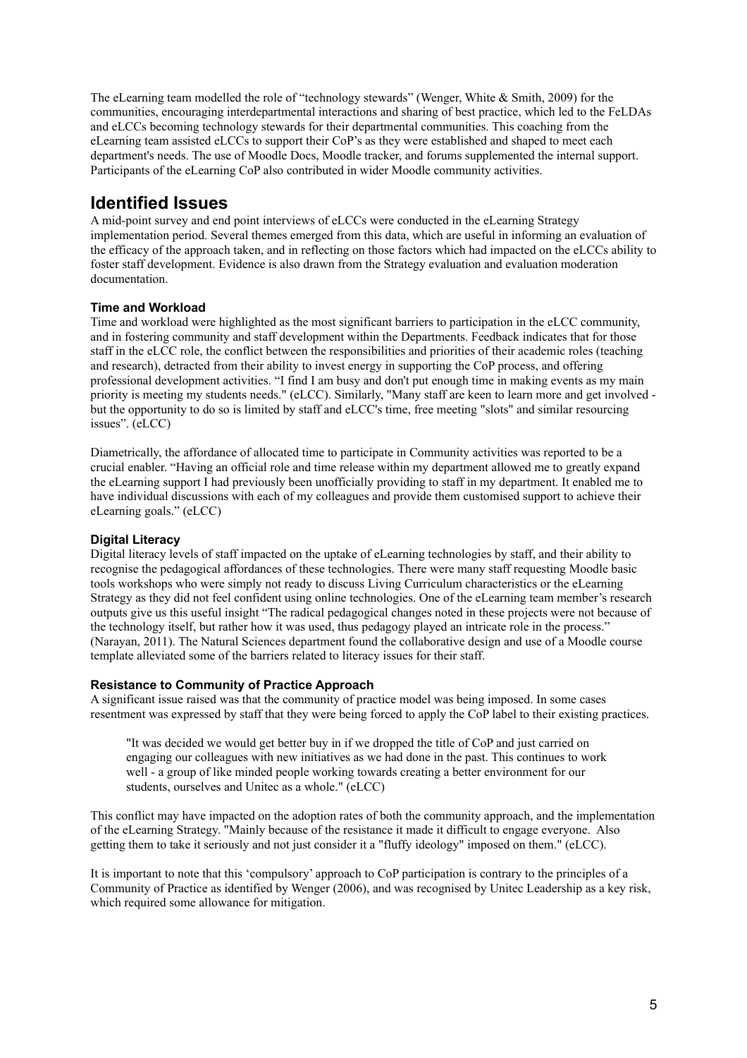The eLearning team modelled the role of "technology stewards" (Wenger, White & Smith, 2009) for the communities, encouraging interdepartmental interactions and sharing of best practice, which led to the FeLDAs and eLCCs becoming technology stewards for their departmental communities. This coaching from the eLearning team assisted eLCCs to support their CoP's as they were established and shaped to meet each department's needs. The use of Moodle Docs, Moodle tracker, and forums supplemented the internal support. Participants of the eLearning CoP also contributed in wider Moodle community activities.

## Identified Issues

A mid-point survey and end point interviews of eLCCs were conducted in the eLearning Strategy implementation period. Several themes emerged from this data, which are useful in informing an evaluation of the efficacy of the approach taken, and in reflecting on those factors which had impacted on the eLCCs ability to foster staff development. Evidence is also drawn from the Strategy evaluation and evaluation moderation documentation.

### Time and Workload

Time and workload were highlighted as the most significant barriers to participation in the eLCC community, and in fostering community and staff development within the Departments. Feedback indicates that for those staff in the eLCC role, the conflict between the responsibilities and priorities of their academic roles (teaching and research), detracted from their ability to invest energy in supporting the CoP process, and offering professional development activities. "I find I am busy and don't put enough time in making events as my main priority is meeting my students needs." (eLCC). Similarly, "Many staff are keen to learn more and get involved - but the opportunity to do so is limited by staff and eLCC's time, free meeting "slots" and similar resourcing issues". (eLCC)

Diametrically, the affordance of allocated time to participate in Community activities was reported to be a crucial enabler. "Having an official role and time release within my department allowed me to greatly expand the eLearning support I had previously been unofficially providing to staff in my department. It enabled me to have individual discussions with each of my colleagues and provide them customised support to achieve their eLearning goals." (eLCC)

### Digital Literacy

Digital literacy levels of staff impacted on the uptake of eLearning technologies by staff, and their ability to recognise the pedagogical affordances of these technologies. There were many staff requesting Moodle basic tools workshops who were simply not ready to discuss Living Curriculum characteristics or the eLearning Strategy as they did not feel confident using online technologies. One of the eLearning team member's research outputs give us this useful insight "The radical pedagogical changes noted in these projects were not because of the technology itself, but rather how it was used, thus pedagogy played an intricate role in the process." (Narayan, 2011). The Natural Sciences department found the collaborative design and use of a Moodle course template alleviated some of the barriers related to literacy issues for their staff.

### Resistance to Community of Practice Approach

A significant issue raised was that the community of practice model was being imposed. In some cases resentment was expressed by staff that they were being forced to apply the CoP label to their existing practices.

> "It was decided we would get better buy in if we dropped the title of CoP and just carried on engaging our colleagues with new initiatives as we had done in the past. This continues to work well - a group of like minded people working towards creating a better environment for our students, ourselves and Unitec as a whole." (eLCC)

This conflict may have impacted on the adoption rates of both the community approach, and the implementation of the eLearning Strategy. "Mainly because of the resistance it made it difficult to engage everyone. Also getting them to take it seriously and not just consider it a "fluffy ideology" imposed on them." (eLCC).

It is important to note that this 'compulsory' approach to CoP participation is contrary to the principles of a Community of Practice as identified by Wenger (2006), and was recognised by Unitec Leadership as a key risk, which required some allowance for mitigation.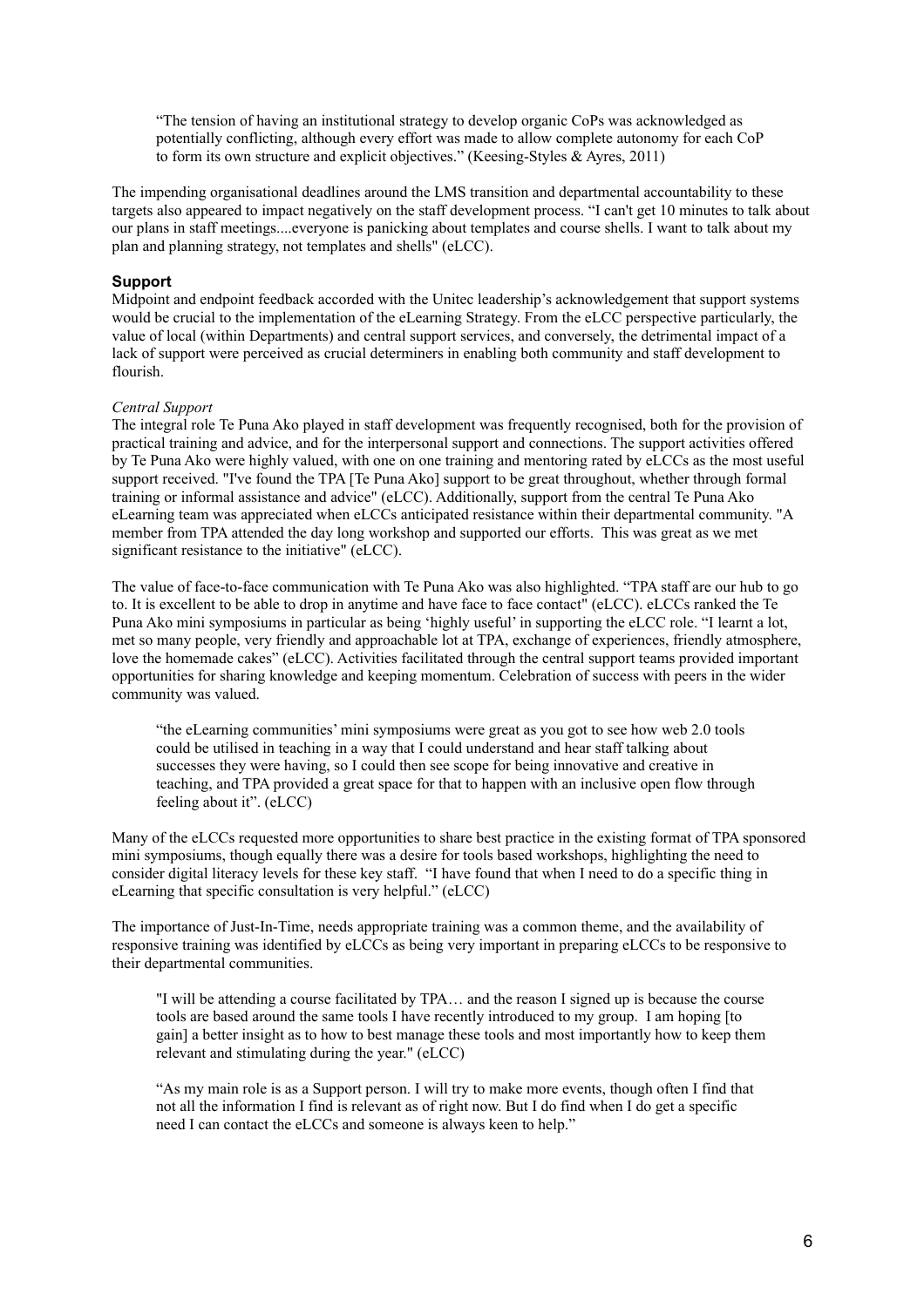> "The tension of having an institutional strategy to develop organic CoPs was acknowledged as potentially conflicting, although every effort was made to allow complete autonomy for each CoP to form its own structure and explicit objectives." (Keesing-Styles & Ayres, 2011)

The impending organisational deadlines around the LMS transition and departmental accountability to these targets also appeared to impact negatively on the staff development process. "I can't get 10 minutes to talk about our plans in staff meetings....everyone is panicking about templates and course shells. I want to talk about my plan and planning strategy, not templates and shells" (eLCC).

### Support

Midpoint and endpoint feedback accorded with the Unitec leadership's acknowledgement that support systems would be crucial to the implementation of the eLearning Strategy. From the eLCC perspective particularly, the value of local (within Departments) and central support services, and conversely, the detrimental impact of a lack of support were perceived as crucial determiners in enabling both community and staff development to flourish.

*Central Support*

The integral role Te Puna Ako played in staff development was frequently recognised, both for the provision of practical training and advice, and for the interpersonal support and connections. The support activities offered by Te Puna Ako were highly valued, with one on one training and mentoring rated by eLCCs as the most useful support received. "I've found the TPA [Te Puna Ako] support to be great throughout, whether through formal training or informal assistance and advice" (eLCC). Additionally, support from the central Te Puna Ako eLearning team was appreciated when eLCCs anticipated resistance within their departmental community. "A member from TPA attended the day long workshop and supported our efforts. This was great as we met significant resistance to the initiative" (eLCC).

The value of face-to-face communication with Te Puna Ako was also highlighted. "TPA staff are our hub to go to. It is excellent to be able to drop in anytime and have face to face contact" (eLCC). eLCCs ranked the Te Puna Ako mini symposiums in particular as being 'highly useful' in supporting the eLCC role. "I learnt a lot, met so many people, very friendly and approachable lot at TPA, exchange of experiences, friendly atmosphere, love the homemade cakes" (eLCC). Activities facilitated through the central support teams provided important opportunities for sharing knowledge and keeping momentum. Celebration of success with peers in the wider community was valued.

> "the eLearning communities' mini symposiums were great as you got to see how web 2.0 tools could be utilised in teaching in a way that I could understand and hear staff talking about successes they were having, so I could then see scope for being innovative and creative in teaching, and TPA provided a great space for that to happen with an inclusive open flow through feeling about it". (eLCC)

Many of the eLCCs requested more opportunities to share best practice in the existing format of TPA sponsored mini symposiums, though equally there was a desire for tools based workshops, highlighting the need to consider digital literacy levels for these key staff. "I have found that when I need to do a specific thing in eLearning that specific consultation is very helpful." (eLCC)

The importance of Just-In-Time, needs appropriate training was a common theme, and the availability of responsive training was identified by eLCCs as being very important in preparing eLCCs to be responsive to their departmental communities.

> "I will be attending a course facilitated by TPA… and the reason I signed up is because the course tools are based around the same tools I have recently introduced to my group. I am hoping [to gain] a better insight as to how to best manage these tools and most importantly how to keep them relevant and stimulating during the year." (eLCC)

> "As my main role is as a Support person. I will try to make more events, though often I find that not all the information I find is relevant as of right now. But I do find when I do get a specific need I can contact the eLCCs and someone is always keen to help."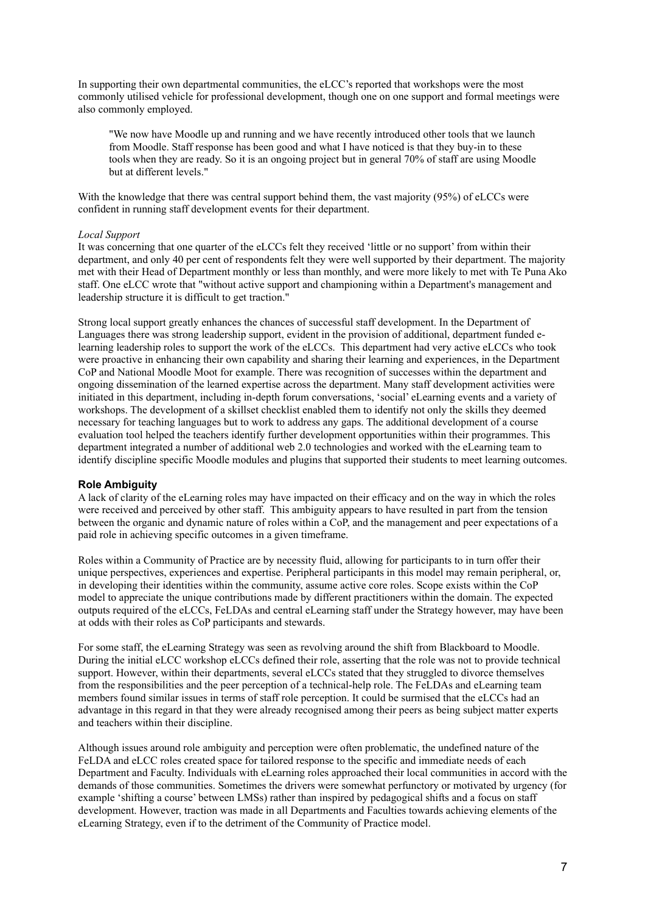In supporting their own departmental communities, the eLCC's reported that workshops were the most commonly utilised vehicle for professional development, though one on one support and formal meetings were also commonly employed.

> "We now have Moodle up and running and we have recently introduced other tools that we launch from Moodle. Staff response has been good and what I have noticed is that they buy-in to these tools when they are ready. So it is an ongoing project but in general 70% of staff are using Moodle but at different levels."

With the knowledge that there was central support behind them, the vast majority (95%) of eLCCs were confident in running staff development events for their department.

*Local Support*

It was concerning that one quarter of the eLCCs felt they received 'little or no support' from within their department, and only 40 per cent of respondents felt they were well supported by their department. The majority met with their Head of Department monthly or less than monthly, and were more likely to met with Te Puna Ako staff. One eLCC wrote that "without active support and championing within a Department's management and leadership structure it is difficult to get traction."

Strong local support greatly enhances the chances of successful staff development. In the Department of Languages there was strong leadership support, evident in the provision of additional, department funded e-learning leadership roles to support the work of the eLCCs. This department had very active eLCCs who took were proactive in enhancing their own capability and sharing their learning and experiences, in the Department CoP and National Moodle Moot for example. There was recognition of successes within the department and ongoing dissemination of the learned expertise across the department. Many staff development activities were initiated in this department, including in-depth forum conversations, 'social' eLearning events and a variety of workshops. The development of a skillset checklist enabled them to identify not only the skills they deemed necessary for teaching languages but to work to address any gaps. The additional development of a course evaluation tool helped the teachers identify further development opportunities within their programmes. This department integrated a number of additional web 2.0 technologies and worked with the eLearning team to identify discipline specific Moodle modules and plugins that supported their students to meet learning outcomes.

### Role Ambiguity

A lack of clarity of the eLearning roles may have impacted on their efficacy and on the way in which the roles were received and perceived by other staff. This ambiguity appears to have resulted in part from the tension between the organic and dynamic nature of roles within a CoP, and the management and peer expectations of a paid role in achieving specific outcomes in a given timeframe.

Roles within a Community of Practice are by necessity fluid, allowing for participants to in turn offer their unique perspectives, experiences and expertise. Peripheral participants in this model may remain peripheral, or, in developing their identities within the community, assume active core roles. Scope exists within the CoP model to appreciate the unique contributions made by different practitioners within the domain. The expected outputs required of the eLCCs, FeLDAs and central eLearning staff under the Strategy however, may have been at odds with their roles as CoP participants and stewards.

For some staff, the eLearning Strategy was seen as revolving around the shift from Blackboard to Moodle. During the initial eLCC workshop eLCCs defined their role, asserting that the role was not to provide technical support. However, within their departments, several eLCCs stated that they struggled to divorce themselves from the responsibilities and the peer perception of a technical-help role. The FeLDAs and eLearning team members found similar issues in terms of staff role perception. It could be surmised that the eLCCs had an advantage in this regard in that they were already recognised among their peers as being subject matter experts and teachers within their discipline.

Although issues around role ambiguity and perception were often problematic, the undefined nature of the FeLDA and eLCC roles created space for tailored response to the specific and immediate needs of each Department and Faculty. Individuals with eLearning roles approached their local communities in accord with the demands of those communities. Sometimes the drivers were somewhat perfunctory or motivated by urgency (for example 'shifting a course' between LMSs) rather than inspired by pedagogical shifts and a focus on staff development. However, traction was made in all Departments and Faculties towards achieving elements of the eLearning Strategy, even if to the detriment of the Community of Practice model.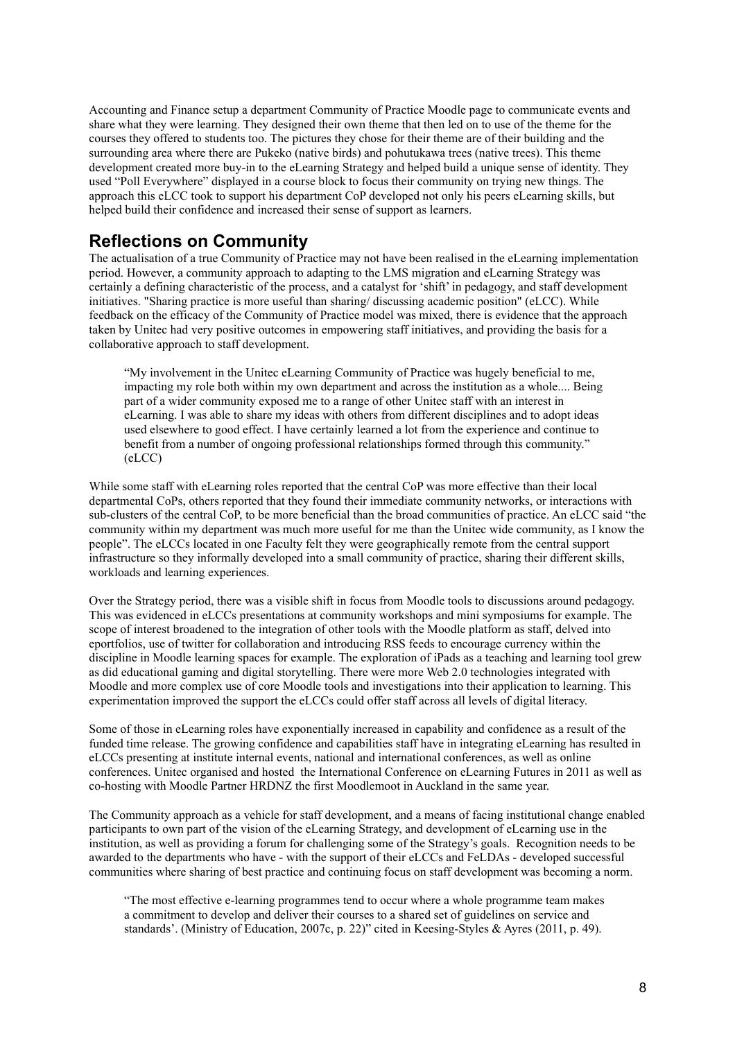Accounting and Finance setup a department Community of Practice Moodle page to communicate events and share what they were learning. They designed their own theme that then led on to use of the theme for the courses they offered to students too. The pictures they chose for their theme are of their building and the surrounding area where there are Pukeko (native birds) and pohutukawa trees (native trees). This theme development created more buy-in to the eLearning Strategy and helped build a unique sense of identity. They used "Poll Everywhere" displayed in a course block to focus their community on trying new things. The approach this eLCC took to support his department CoP developed not only his peers eLearning skills, but helped build their confidence and increased their sense of support as learners.

## Reflections on Community

The actualisation of a true Community of Practice may not have been realised in the eLearning implementation period. However, a community approach to adapting to the LMS migration and eLearning Strategy was certainly a defining characteristic of the process, and a catalyst for 'shift' in pedagogy, and staff development initiatives. "Sharing practice is more useful than sharing/ discussing academic position" (eLCC). While feedback on the efficacy of the Community of Practice model was mixed, there is evidence that the approach taken by Unitec had very positive outcomes in empowering staff initiatives, and providing the basis for a collaborative approach to staff development.

> "My involvement in the Unitec eLearning Community of Practice was hugely beneficial to me, impacting my role both within my own department and across the institution as a whole.... Being part of a wider community exposed me to a range of other Unitec staff with an interest in eLearning. I was able to share my ideas with others from different disciplines and to adopt ideas used elsewhere to good effect. I have certainly learned a lot from the experience and continue to benefit from a number of ongoing professional relationships formed through this community." (eLCC)

While some staff with eLearning roles reported that the central CoP was more effective than their local departmental CoPs, others reported that they found their immediate community networks, or interactions with sub-clusters of the central CoP, to be more beneficial than the broad communities of practice. An eLCC said "the community within my department was much more useful for me than the Unitec wide community, as I know the people". The eLCCs located in one Faculty felt they were geographically remote from the central support infrastructure so they informally developed into a small community of practice, sharing their different skills, workloads and learning experiences.

Over the Strategy period, there was a visible shift in focus from Moodle tools to discussions around pedagogy. This was evidenced in eLCCs presentations at community workshops and mini symposiums for example. The scope of interest broadened to the integration of other tools with the Moodle platform as staff, delved into eportfolios, use of twitter for collaboration and introducing RSS feeds to encourage currency within the discipline in Moodle learning spaces for example. The exploration of iPads as a teaching and learning tool grew as did educational gaming and digital storytelling. There were more Web 2.0 technologies integrated with Moodle and more complex use of core Moodle tools and investigations into their application to learning. This experimentation improved the support the eLCCs could offer staff across all levels of digital literacy.

Some of those in eLearning roles have exponentially increased in capability and confidence as a result of the funded time release. The growing confidence and capabilities staff have in integrating eLearning has resulted in eLCCs presenting at institute internal events, national and international conferences, as well as online conferences. Unitec organised and hosted the International Conference on eLearning Futures in 2011 as well as co-hosting with Moodle Partner HRDNZ the first Moodlemoot in Auckland in the same year.

The Community approach as a vehicle for staff development, and a means of facing institutional change enabled participants to own part of the vision of the eLearning Strategy, and development of eLearning use in the institution, as well as providing a forum for challenging some of the Strategy's goals. Recognition needs to be awarded to the departments who have - with the support of their eLCCs and FeLDAs - developed successful communities where sharing of best practice and continuing focus on staff development was becoming a norm.

> "The most effective e-learning programmes tend to occur where a whole programme team makes a commitment to develop and deliver their courses to a shared set of guidelines on service and standards'. (Ministry of Education, 2007c, p. 22)" cited in Keesing-Styles & Ayres (2011, p. 49).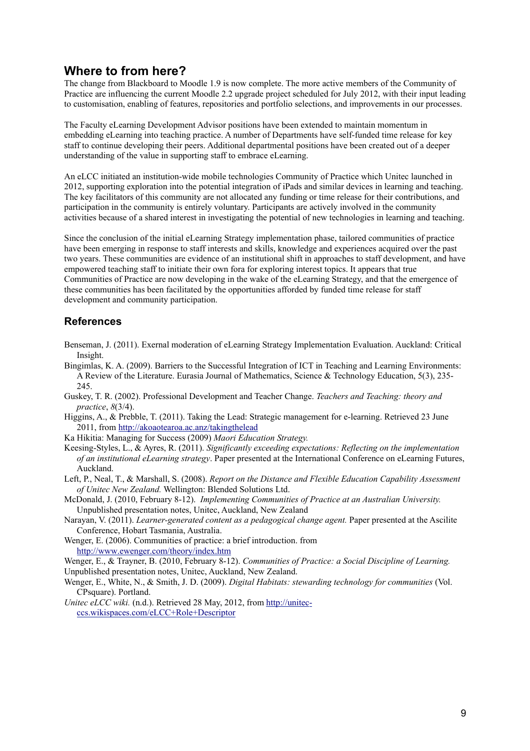## Where to from here?

The change from Blackboard to Moodle 1.9 is now complete. The more active members of the Community of Practice are influencing the current Moodle 2.2 upgrade project scheduled for July 2012, with their input leading to customisation, enabling of features, repositories and portfolio selections, and improvements in our processes.

The Faculty eLearning Development Advisor positions have been extended to maintain momentum in embedding eLearning into teaching practice. A number of Departments have self-funded time release for key staff to continue developing their peers. Additional departmental positions have been created out of a deeper understanding of the value in supporting staff to embrace eLearning.

An eLCC initiated an institution-wide mobile technologies Community of Practice which Unitec launched in 2012, supporting exploration into the potential integration of iPads and similar devices in learning and teaching. The key facilitators of this community are not allocated any funding or time release for their contributions, and participation in the community is entirely voluntary. Participants are actively involved in the community activities because of a shared interest in investigating the potential of new technologies in learning and teaching.

Since the conclusion of the initial eLearning Strategy implementation phase, tailored communities of practice have been emerging in response to staff interests and skills, knowledge and experiences acquired over the past two years. These communities are evidence of an institutional shift in approaches to staff development, and have empowered teaching staff to initiate their own fora for exploring interest topics. It appears that true Communities of Practice are now developing in the wake of the eLearning Strategy, and that the emergence of these communities has been facilitated by the opportunities afforded by funded time release for staff development and community participation.

## References

Benseman, J. (2011). Exernal moderation of eLearning Strategy Implementation Evaluation. Auckland: Critical Insight.

Bingimlas, K. A. (2009). Barriers to the Successful Integration of ICT in Teaching and Learning Environments: A Review of the Literature. Eurasia Journal of Mathematics, Science & Technology Education, 5(3), 235-245.

Guskey, T. R. (2002). Professional Development and Teacher Change. *Teachers and Teaching: theory and practice*, *8*(3/4).

Higgins, A., & Prebble, T. (2011). Taking the Lead: Strategic management for e-learning. Retrieved 23 June 2011, from http://akoaotearoa.ac.anz/takingthelead

Ka Hikitia: Managing for Success (2009) *Maori Education Strategy.*

Keesing-Styles, L., & Ayres, R. (2011). *Significantly exceeding expectations: Reflecting on the implementation of an institutional eLearning strategy*. Paper presented at the International Conference on eLearning Futures, Auckland.

Left, P., Neal, T., & Marshall, S. (2008). *Report on the Distance and Flexible Education Capability Assessment of Unitec New Zealand.* Wellington: Blended Solutions Ltd.

McDonald, J. (2010, February 8-12). *Implementing Communities of Practice at an Australian University.* Unpublished presentation notes, Unitec, Auckland, New Zealand

Narayan, V. (2011). *Learner-generated content as a pedagogical change agent.* Paper presented at the Ascilite Conference, Hobart Tasmania, Australia.

Wenger, E. (2006). Communities of practice: a brief introduction. from http://www.ewenger.com/theory/index.htm

Wenger, E., & Trayner, B. (2010, February 8-12). *Communities of Practice: a Social Discipline of Learning.* Unpublished presentation notes, Unitec, Auckland, New Zealand.

Wenger, E., White, N., & Smith, J. D. (2009). *Digital Habitats: stewarding technology for communities* (Vol. CPsquare). Portland.

*Unitec eLCC wiki.* (n.d.). Retrieved 28 May, 2012, from http://unitec-ccs.wikispaces.com/eLCC+Role+Descriptor